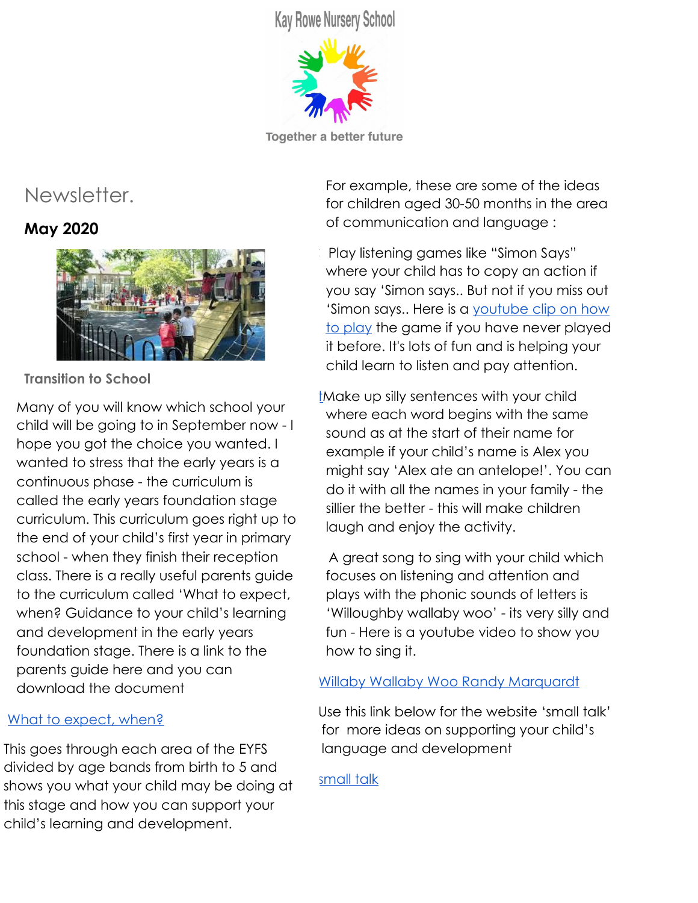Kay Rowe Nursery School

Together a better future

# Newsletter.

## May 2020

**Transition to School**

Many of you will know which school your child will be going to in September now - I hope you got the choice you wanted. I wanted to stress that the early years is a continuous phase - the curriculum is called the early years foundation stage curriculum. This curriculum goes right up to the end of your child's first year in primary school - when they finish their reception class. There is a really useful parents guide to the curriculum called 'What to expect, when? Guidance to your child's learning and development in the early years foundation stage. There is a link to the parents guide here and you can download the document

What to expect, when?

This goes through each area of the EYFS divided by age bands from birth to 5 and shows you what your child may be doing at this stage and how you can support your child's learning and development.

For example, these are some of the ideas for children aged 30-50 months in the area of communication and language :

Play listening games like "Simon Says" where your child has to copy an action if you say 'Simon says.. But not if you miss out 'Simon says.. Here is a youtube clip on how to play the game if you have never played it before. It's lots of fun and is helping your child learn to listen and pay attention.

Make up silly sentences with your child where each word begins with the same sound as at the start of their name for example if your child's name is Alex you might say 'Alex ate an antelope!'. You can do it with all the names in your family - the sillier the better - this will make children laugh and enjoy the activity.

A great song to sing with your child which focuses on listening and attention and plays with the phonic sounds of letters is 'Willoughby wallaby woo' - its very silly and fun - Here is a youtube video to show you how to sing it.

Willaby Wallaby Woo Randy Marquardt

Use this link below for the website 'small talk' for more ideas on supporting your child's language and development

small talk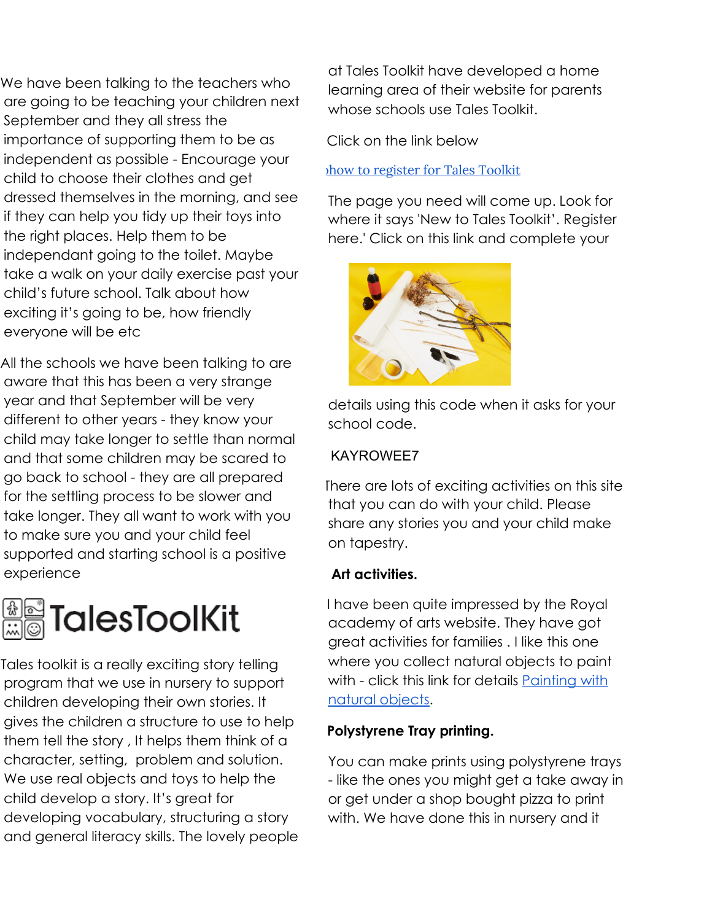We have been talking to the teachers who are going to be teaching your children next September and they all stress the importance of supporting them to be as independent as possible - Encourage your child to choose their clothes and get dressed themselves in the morning, and see if they can help you tidy up their toys into the right places. Help them to be independant going to the toilet. Maybe take a walk on your daily exercise past your child's future school. Talk about how exciting it's going to be, how friendly everyone will be etc

All the schools we have been talking to are aware that this has been a very strange year and that September will be very different to other years - they know your child may take longer to settle than normal and that some children may be scared to go back to school - they are all prepared for the settling process to be slower and take longer. They all want to work with you to make sure you and your child feel supported and starting school is a positive experience

# TalesToolKit

Tales toolkit is a really exciting story telling program that we use in nursery to support children developing their own stories. It gives the children a structure to use to help them tell the story , It helps them think of a character, setting, problem and solution. We use real objects and toys to help the child develop a story. It's great for developing vocabulary, structuring a story and general literacy skills. The lovely people at Tales Toolkit have developed a home learning area of their website for parents whose schools use Tales Toolkit.

Click on the link below

how to register for Tales Toolkit

The page you need will come up. Look for where it says 'New to Tales Toolkit'. Register here.' Click on this link and complete your details using this code when it asks for your school code.

KAYROWEE7

There are lots of exciting activities on this site that you can do with your child. Please share any stories you and your child make on tapestry.

**Art activities.**

I have been quite impressed by the Royal academy of arts website. They have got great activities for families . I like this one where you collect natural objects to paint with - click this link for details Painting with natural objects.

**Polystyrene Tray printing.**

You can make prints using polystyrene trays - like the ones you might get a take away in or get under a shop bought pizza to print with. We have done this in nursery and it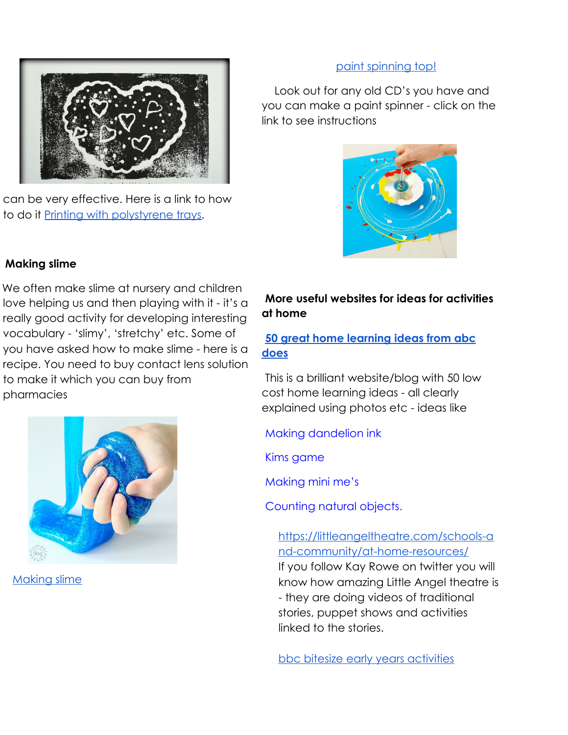can be very effective. Here is a link to how to do it Printing with polystyrene trays.

**Making slime**

We often make slime at nursery and children love helping us and then playing with it - it's a really good activity for developing interesting vocabulary - 'slimy', 'stretchy' etc. Some of you have asked how to make slime - here is a recipe. You need to buy contact lens solution to make it which you can buy from pharmacies

Making slime

paint spinning top!

Look out for any old CD's you have and you can make a paint spinner - click on the link to see instructions

**More useful websites for ideas for activities at home**

**50 great home learning ideas from abc does**

This is a brilliant website/blog with 50 low cost home learning ideas - all clearly explained using photos etc - ideas like

Making dandelion ink

Kims game

Making mini me's

Counting natural objects.

https://littleangeltheatre.com/schools-and-community/at-home-resources/

If you follow Kay Rowe on twitter you will know how amazing Little Angel theatre is - they are doing videos of traditional stories, puppet shows and activities linked to the stories.

bbc bitesize early years activities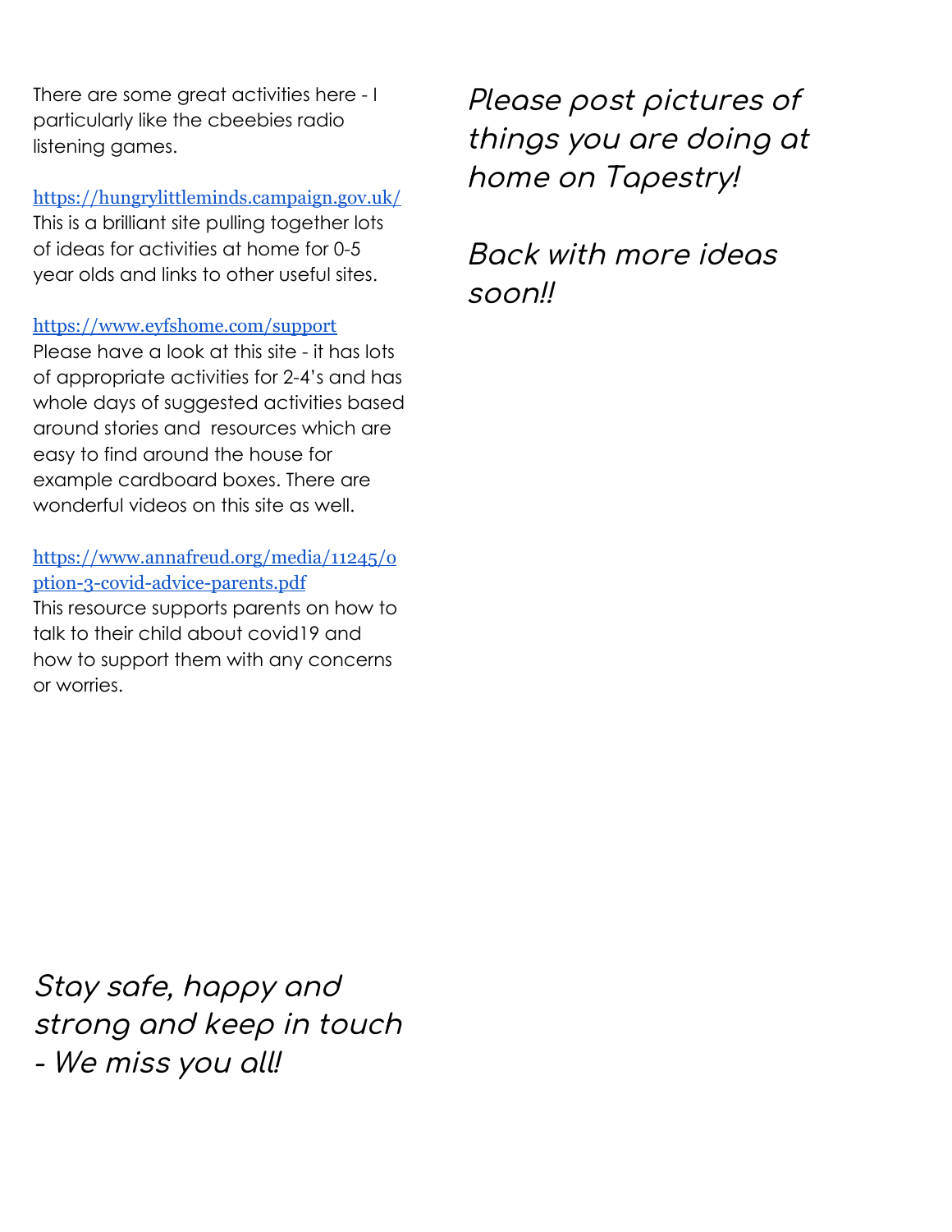There are some great activities here - I particularly like the cbeebies radio listening games.

https://hungrylittleminds.campaign.gov.uk/
This is a brilliant site pulling together lots of ideas for activities at home for 0-5 year olds and links to other useful sites.

https://www.eyfshome.com/support
Please have a look at this site - it has lots of appropriate activities for 2-4's and has whole days of suggested activities based around stories and resources which are easy to find around the house for example cardboard boxes. There are wonderful videos on this site as well.

https://www.annafreud.org/media/11245/option-3-covid-advice-parents.pdf
This resource supports parents on how to talk to their child about covid19 and how to support them with any concerns or worries.

*Please post pictures of things you are doing at home on Tapestry!*

*Back with more ideas soon!!*

*Stay safe, happy and strong and keep in touch - We miss you all!*